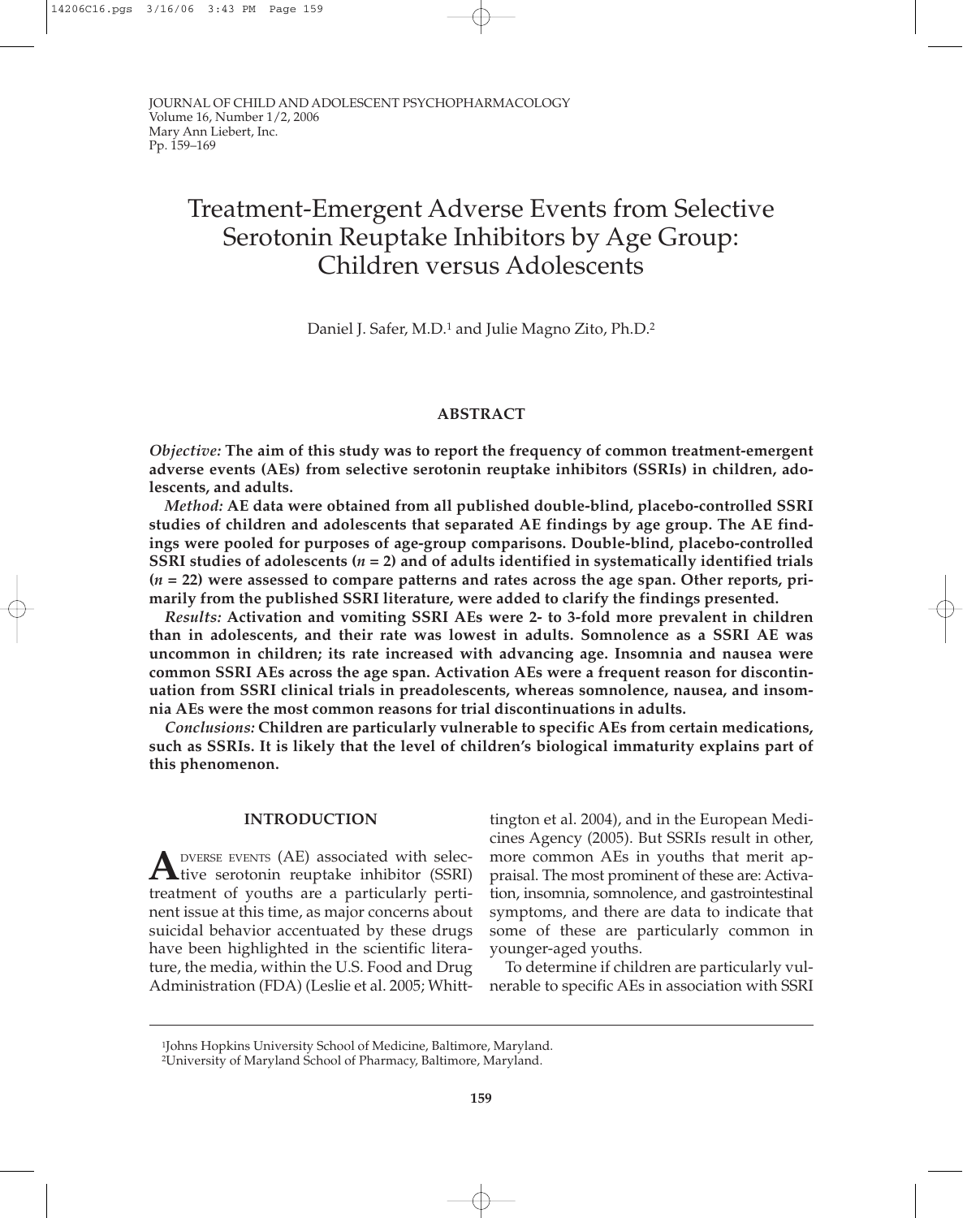# Treatment-Emergent Adverse Events from Selective Serotonin Reuptake Inhibitors by Age Group: Children versus Adolescents

Daniel J. Safer, M.D.[1] and Julie Magno Zito, Ph.D.[2]

## ABSTRACT

***Objective:*** **The aim of this study was to report the frequency of common treatment-emergent adverse events (AEs) from selective serotonin reuptake inhibitors (SSRIs) in children, adolescents, and adults.**

***Method:*** **AE data were obtained from all published double-blind, placebo-controlled SSRI studies of children and adolescents that separated AE findings by age group. The AE findings were pooled for purposes of age-group comparisons. Double-blind, placebo-controlled SSRI studies of adolescents ($n = 2$) and of adults identified in systematically identified trials ($n = 22$) were assessed to compare patterns and rates across the age span. Other reports, primarily from the published SSRI literature, were added to clarify the findings presented.**

***Results:*** **Activation and vomiting SSRI AEs were 2- to 3-fold more prevalent in children than in adolescents, and their rate was lowest in adults. Somnolence as a SSRI AE was uncommon in children; its rate increased with advancing age. Insomnia and nausea were common SSRI AEs across the age span. Activation AEs were a frequent reason for discontinuation from SSRI clinical trials in preadolescents, whereas somnolence, nausea, and insomnia AEs were the most common reasons for trial discontinuations in adults.**

***Conclusions:*** **Children are particularly vulnerable to specific AEs from certain medications, such as SSRIs. It is likely that the level of children's biological immaturity explains part of this phenomenon.**

## INTRODUCTION

Adverse events (AE) associated with selective serotonin reuptake inhibitor (SSRI) treatment of youths are a particularly pertinent issue at this time, as major concerns about suicidal behavior accentuated by these drugs have been highlighted in the scientific literature, the media, within the U.S. Food and Drug Administration (FDA) (Leslie et al. 2005; Whittington et al. 2004), and in the European Medicines Agency (2005). But SSRIs result in other, more common AEs in youths that merit appraisal. The most prominent of these are: Activation, insomnia, somnolence, and gastrointestinal symptoms, and there are data to indicate that some of these are particularly common in younger-aged youths.

To determine if children are particularly vulnerable to specific AEs in association with SSRI

[1]Johns Hopkins University School of Medicine, Baltimore, Maryland.

[2]University of Maryland School of Pharmacy, Baltimore, Maryland.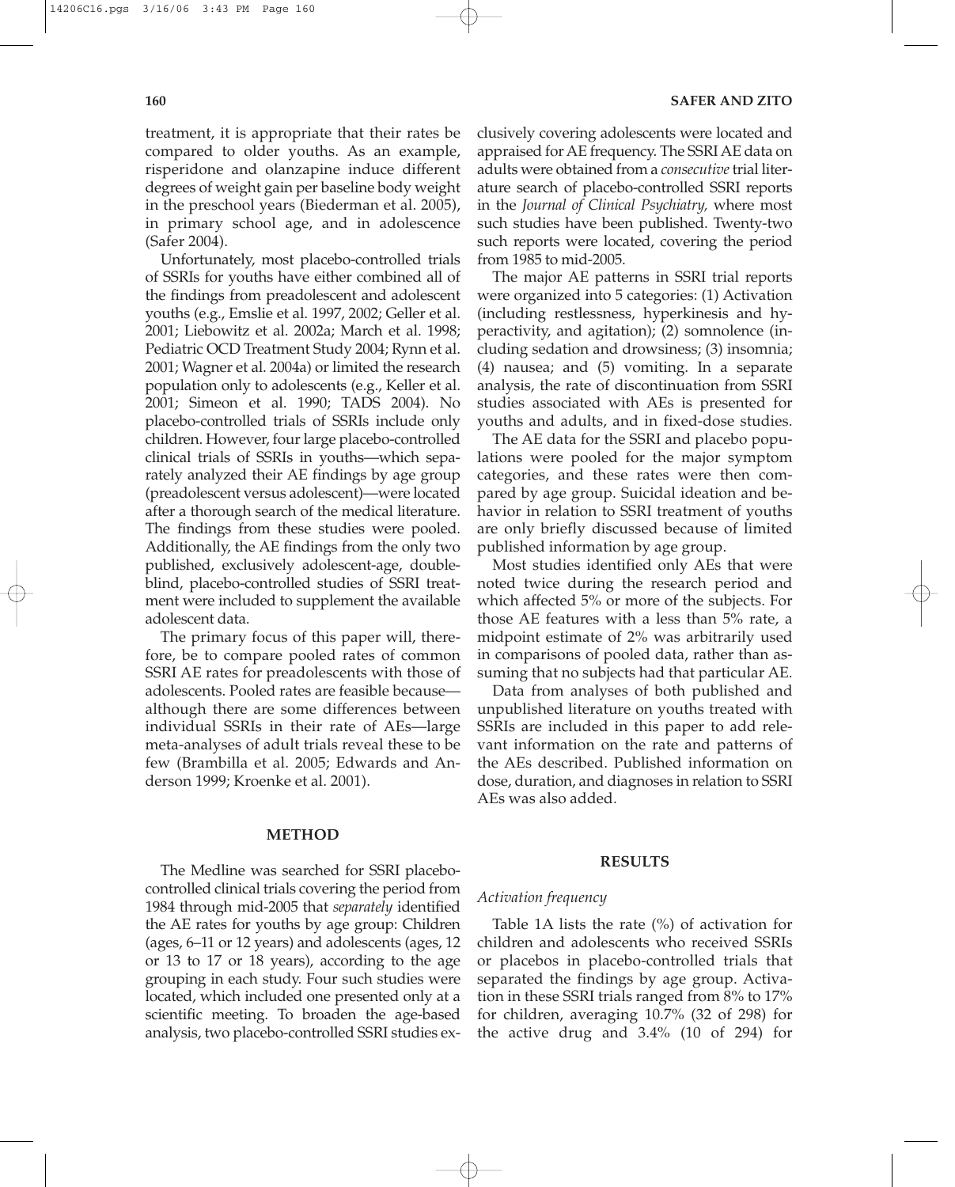treatment, it is appropriate that their rates be compared to older youths. As an example, risperidone and olanzapine induce different degrees of weight gain per baseline body weight in the preschool years (Biederman et al. 2005), in primary school age, and in adolescence (Safer 2004).

Unfortunately, most placebo-controlled trials of SSRIs for youths have either combined all of the findings from preadolescent and adolescent youths (e.g., Emslie et al. 1997, 2002; Geller et al. 2001; Liebowitz et al. 2002a; March et al. 1998; Pediatric OCD Treatment Study 2004; Rynn et al. 2001; Wagner et al. 2004a) or limited the research population only to adolescents (e.g., Keller et al. 2001; Simeon et al. 1990; TADS 2004). No placebo-controlled trials of SSRIs include only children. However, four large placebo-controlled clinical trials of SSRIs in youths—which separately analyzed their AE findings by age group (preadolescent versus adolescent)—were located after a thorough search of the medical literature. The findings from these studies were pooled. Additionally, the AE findings from the only two published, exclusively adolescent-age, double-blind, placebo-controlled studies of SSRI treatment were included to supplement the available adolescent data.

The primary focus of this paper will, therefore, be to compare pooled rates of common SSRI AE rates for preadolescents with those of adolescents. Pooled rates are feasible because—although there are some differences between individual SSRIs in their rate of AEs—large meta-analyses of adult trials reveal these to be few (Brambilla et al. 2005; Edwards and Anderson 1999; Kroenke et al. 2001).

## METHOD

The Medline was searched for SSRI placebo-controlled clinical trials covering the period from 1984 through mid-2005 that *separately* identified the AE rates for youths by age group: Children (ages, 6–11 or 12 years) and adolescents (ages, 12 or 13 to 17 or 18 years), according to the age grouping in each study. Four such studies were located, which included one presented only at a scientific meeting. To broaden the age-based analysis, two placebo-controlled SSRI studies exclusively covering adolescents were located and appraised for AE frequency. The SSRI AE data on adults were obtained from a *consecutive* trial literature search of placebo-controlled SSRI reports in the *Journal of Clinical Psychiatry,* where most such studies have been published. Twenty-two such reports were located, covering the period from 1985 to mid-2005.

The major AE patterns in SSRI trial reports were organized into 5 categories: (1) Activation (including restlessness, hyperkinesis and hyperactivity, and agitation); (2) somnolence (including sedation and drowsiness; (3) insomnia; (4) nausea; and (5) vomiting. In a separate analysis, the rate of discontinuation from SSRI studies associated with AEs is presented for youths and adults, and in fixed-dose studies.

The AE data for the SSRI and placebo populations were pooled for the major symptom categories, and these rates were then compared by age group. Suicidal ideation and behavior in relation to SSRI treatment of youths are only briefly discussed because of limited published information by age group.

Most studies identified only AEs that were noted twice during the research period and which affected 5% or more of the subjects. For those AE features with a less than 5% rate, a midpoint estimate of 2% was arbitrarily used in comparisons of pooled data, rather than assuming that no subjects had that particular AE.

Data from analyses of both published and unpublished literature on youths treated with SSRIs are included in this paper to add relevant information on the rate and patterns of the AEs described. Published information on dose, duration, and diagnoses in relation to SSRI AEs was also added.

## RESULTS

### *Activation frequency*

Table 1A lists the rate (%) of activation for children and adolescents who received SSRIs or placebos in placebo-controlled trials that separated the findings by age group. Activation in these SSRI trials ranged from 8% to 17% for children, averaging 10.7% (32 of 298) for the active drug and 3.4% (10 of 294) for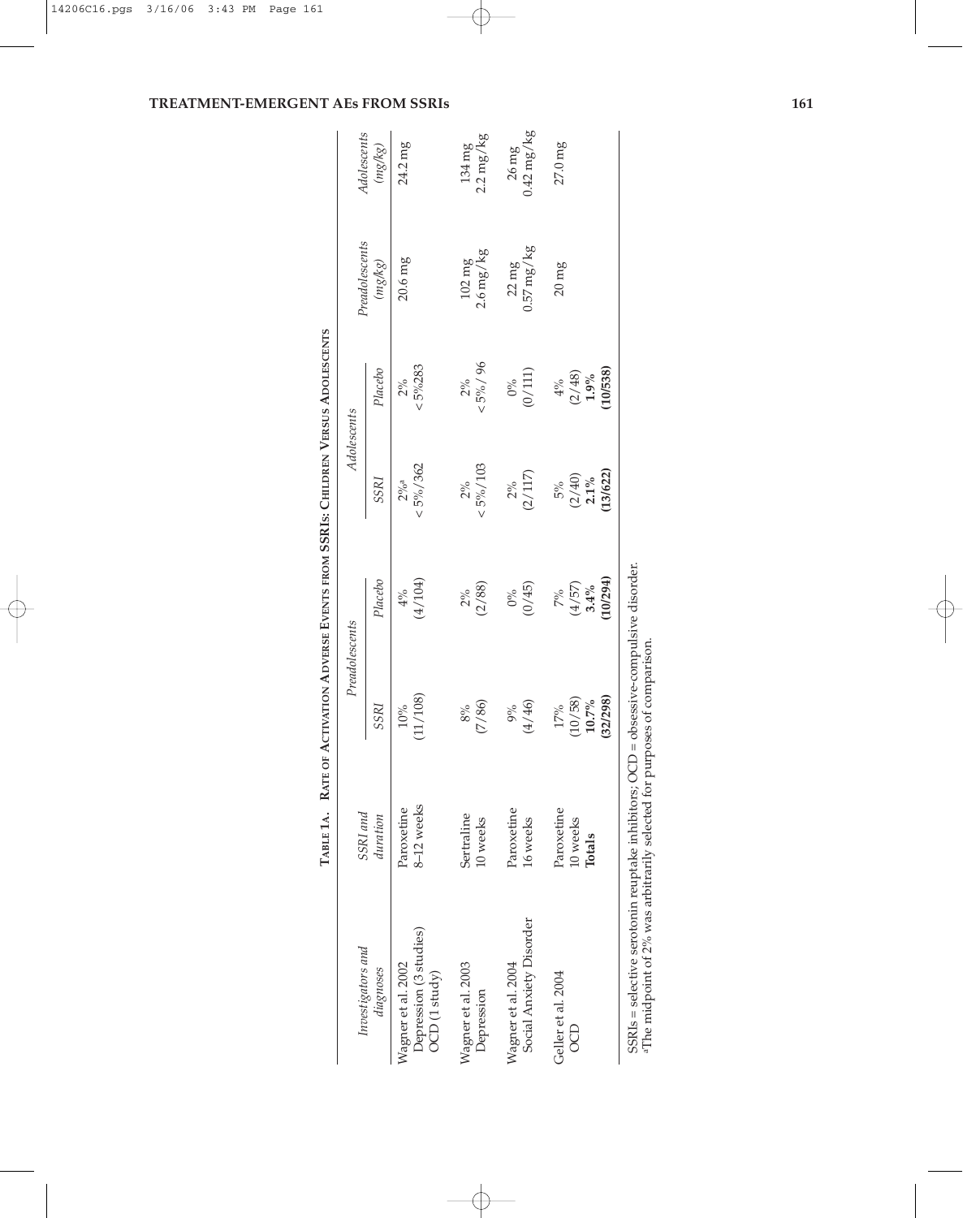**TABLE 1A. RATE OF ACTIVATION ADVERSE EVENTS FROM SSRIs: CHILDREN VERSUS ADOLESCENTS**

| *Investigators and diagnoses* | *SSRI and duration* | *Preadolescents* | | *Adolescents* | | *Preadolescents (mg/kg)* | *Adolescents (mg/kg)* |
|---|---|---|---|---|---|---|---|
| | | *SSRI* | *Placebo* | *SSRI* | *Placebo* | | |
| Wagner et al. 2002 Depression (3 studies) OCD (1 study) | Paroxetine 8–12 weeks | 10% (11/108) | 4% (4/104) | 2%[a] < 5%/362 | 2% < 5%283 | 20.6 mg | 24.2 mg |
| Wagner et al. 2003 Depression | Sertraline 10 weeks | 8% (7/86) | 2% (2/88) | 2% < 5%/103 | 2% < 5%/ 96 | 102 mg 2.6 mg/kg | 134 mg 2.2 mg/kg |
| Wagner et al. 2004 Social Anxiety Disorder | Paroxetine 16 weeks | 9% (4/46) | 0% (0/45) | 2% (2/117) | 0% (0/111) | 22 mg 0.57 mg/kg | 26 mg 0.42 mg/kg |
| Geller et al. 2004 OCD | Paroxetine 10 weeks | 17% (10/58) | 7% (4/57) | 5% (2/40) | 4% (2/48) | 20 mg | 27.0 mg |
| | **Totals** | **10.7% (32/298)** | **3.4% (10/294)** | **2.1% (13/622)** | **1.9% (10/538)** | | |

SSRIs = selective serotonin reuptake inhibitors; OCD = obsessive-compulsive disorder.
[a]The midpoint of 2% was arbitrarily selected for purposes of comparison.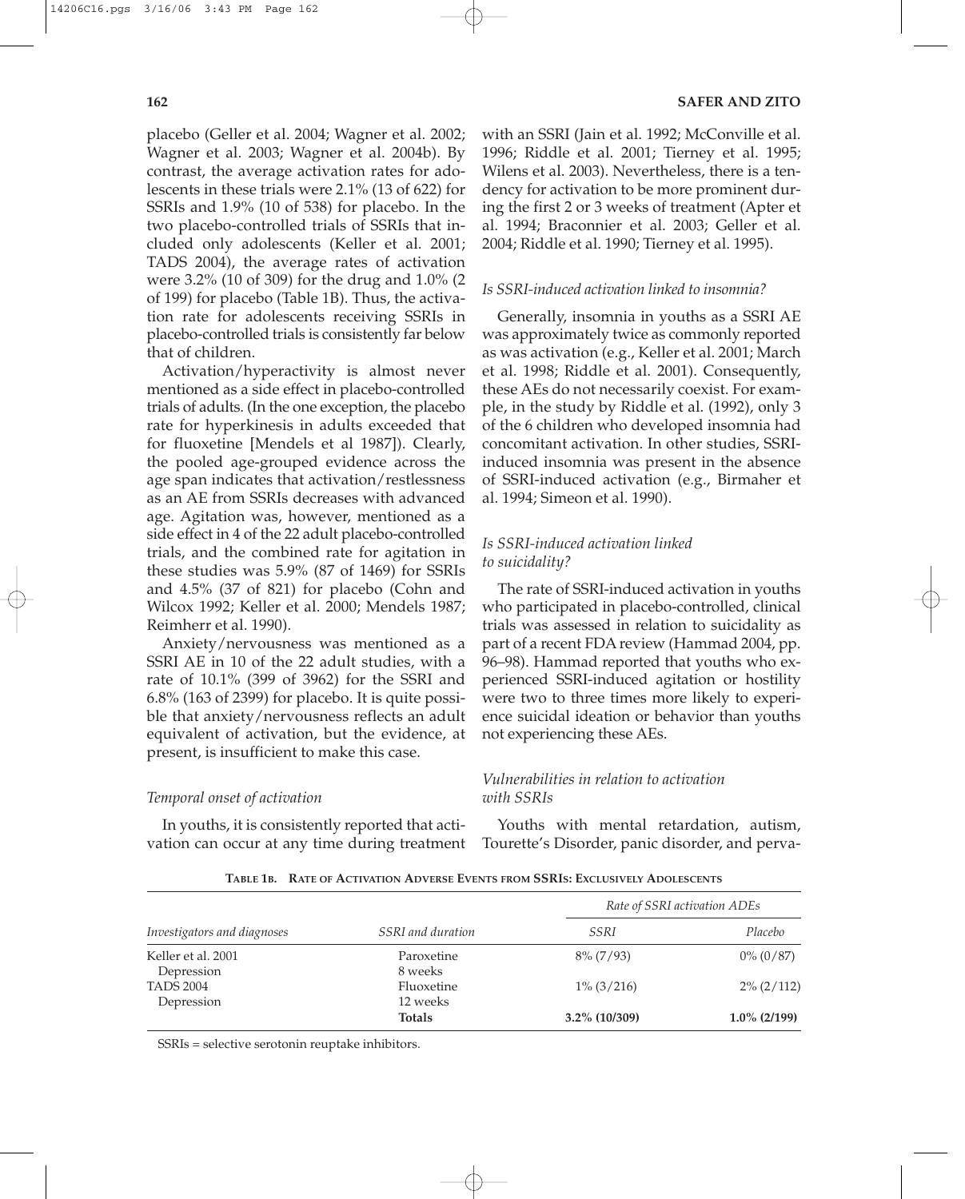placebo (Geller et al. 2004; Wagner et al. 2002; Wagner et al. 2003; Wagner et al. 2004b). By contrast, the average activation rates for adolescents in these trials were 2.1% (13 of 622) for SSRIs and 1.9% (10 of 538) for placebo. In the two placebo-controlled trials of SSRIs that included only adolescents (Keller et al. 2001; TADS 2004), the average rates of activation were 3.2% (10 of 309) for the drug and 1.0% (2 of 199) for placebo (Table 1B). Thus, the activation rate for adolescents receiving SSRIs in placebo-controlled trials is consistently far below that of children.

Activation/hyperactivity is almost never mentioned as a side effect in placebo-controlled trials of adults. (In the one exception, the placebo rate for hyperkinesis in adults exceeded that for fluoxetine [Mendels et al 1987]). Clearly, the pooled age-grouped evidence across the age span indicates that activation/restlessness as an AE from SSRIs decreases with advanced age. Agitation was, however, mentioned as a side effect in 4 of the 22 adult placebo-controlled trials, and the combined rate for agitation in these studies was 5.9% (87 of 1469) for SSRIs and 4.5% (37 of 821) for placebo (Cohn and Wilcox 1992; Keller et al. 2000; Mendels 1987; Reimherr et al. 1990).

Anxiety/nervousness was mentioned as a SSRI AE in 10 of the 22 adult studies, with a rate of 10.1% (399 of 3962) for the SSRI and 6.8% (163 of 2399) for placebo. It is quite possible that anxiety/nervousness reflects an adult equivalent of activation, but the evidence, at present, is insufficient to make this case.

### *Temporal onset of activation*

In youths, it is consistently reported that activation can occur at any time during treatment with an SSRI (Jain et al. 1992; McConville et al. 1996; Riddle et al. 2001; Tierney et al. 1995; Wilens et al. 2003). Nevertheless, there is a tendency for activation to be more prominent during the first 2 or 3 weeks of treatment (Apter et al. 1994; Braconnier et al. 2003; Geller et al. 2004; Riddle et al. 1990; Tierney et al. 1995).

### *Is SSRI-induced activation linked to insomnia?*

Generally, insomnia in youths as a SSRI AE was approximately twice as commonly reported as was activation (e.g., Keller et al. 2001; March et al. 1998; Riddle et al. 2001). Consequently, these AEs do not necessarily coexist. For example, in the study by Riddle et al. (1992), only 3 of the 6 children who developed insomnia had concomitant activation. In other studies, SSRI-induced insomnia was present in the absence of SSRI-induced activation (e.g., Birmaher et al. 1994; Simeon et al. 1990).

### *Is SSRI-induced activation linked to suicidality?*

The rate of SSRI-induced activation in youths who participated in placebo-controlled, clinical trials was assessed in relation to suicidality as part of a recent FDA review (Hammad 2004, pp. 96–98). Hammad reported that youths who experienced SSRI-induced agitation or hostility were two to three times more likely to experience suicidal ideation or behavior than youths not experiencing these AEs.

### *Vulnerabilities in relation to activation with SSRIs*

Youths with mental retardation, autism, Tourette's Disorder, panic disorder, and perva-

**Table 1B. Rate of Activation Adverse Events from SSRIs: Exclusively Adolescents**

| | | *Rate of SSRI activation ADEs* | |
|---|---|---|---|
| *Investigators and diagnoses* | *SSRI and duration* | *SSRI* | *Placebo* |
| Keller et al. 2001<br>Depression | Paroxetine<br>8 weeks | 8% (7/93) | 0% (0/87) |
| TADS 2004<br>Depression | Fluoxetine<br>12 weeks | 1% (3/216) | 2% (2/112) |
| | **Totals** | **3.2% (10/309)** | **1.0% (2/199)** |

SSRIs = selective serotonin reuptake inhibitors.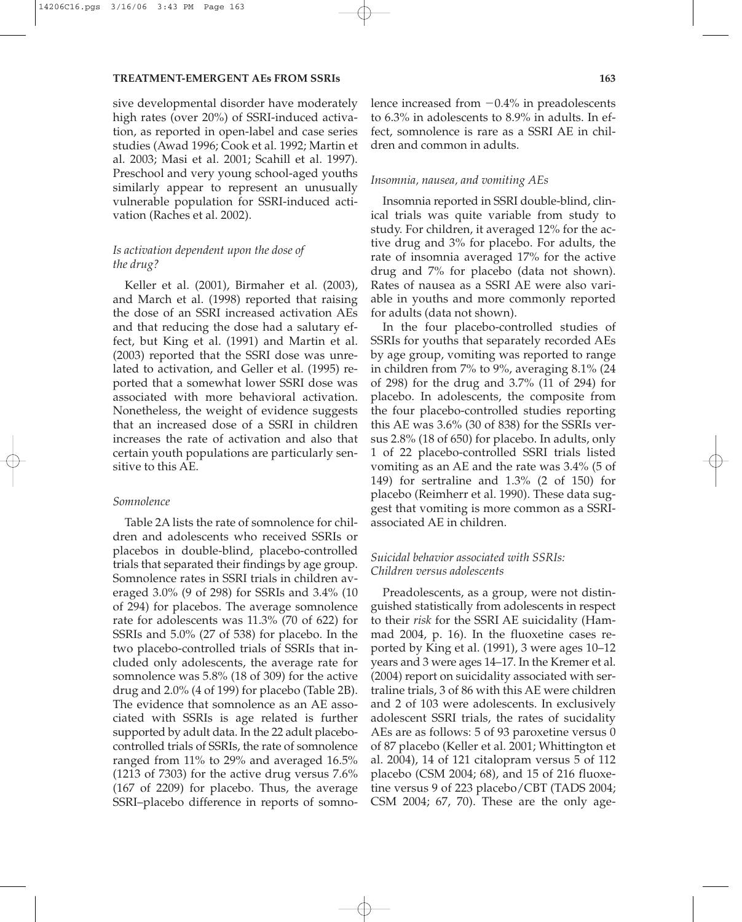sive developmental disorder have moderately high rates (over 20%) of SSRI-induced activation, as reported in open-label and case series studies (Awad 1996; Cook et al. 1992; Martin et al. 2003; Masi et al. 2001; Scahill et al. 1997). Preschool and very young school-aged youths similarly appear to represent an unusually vulnerable population for SSRI-induced activation (Raches et al. 2002).

### *Is activation dependent upon the dose of the drug?*

Keller et al. (2001), Birmaher et al. (2003), and March et al. (1998) reported that raising the dose of an SSRI increased activation AEs and that reducing the dose had a salutary effect, but King et al. (1991) and Martin et al. (2003) reported that the SSRI dose was unrelated to activation, and Geller et al. (1995) reported that a somewhat lower SSRI dose was associated with more behavioral activation. Nonetheless, the weight of evidence suggests that an increased dose of a SSRI in children increases the rate of activation and also that certain youth populations are particularly sensitive to this AE.

### *Somnolence*

Table 2A lists the rate of somnolence for children and adolescents who received SSRIs or placebos in double-blind, placebo-controlled trials that separated their findings by age group. Somnolence rates in SSRI trials in children averaged 3.0% (9 of 298) for SSRIs and 3.4% (10 of 294) for placebos. The average somnolence rate for adolescents was 11.3% (70 of 622) for SSRIs and 5.0% (27 of 538) for placebo. In the two placebo-controlled trials of SSRIs that included only adolescents, the average rate for somnolence was 5.8% (18 of 309) for the active drug and 2.0% (4 of 199) for placebo (Table 2B). The evidence that somnolence as an AE associated with SSRIs is age related is further supported by adult data. In the 22 adult placebo-controlled trials of SSRIs, the rate of somnolence ranged from 11% to 29% and averaged 16.5% (1213 of 7303) for the active drug versus 7.6% (167 of 2209) for placebo. Thus, the average SSRI–placebo difference in reports of somnolence increased from −0.4% in preadolescents to 6.3% in adolescents to 8.9% in adults. In effect, somnolence is rare as a SSRI AE in children and common in adults.

### *Insomnia, nausea, and vomiting AEs*

Insomnia reported in SSRI double-blind, clinical trials was quite variable from study to study. For children, it averaged 12% for the active drug and 3% for placebo. For adults, the rate of insomnia averaged 17% for the active drug and 7% for placebo (data not shown). Rates of nausea as a SSRI AE were also variable in youths and more commonly reported for adults (data not shown).

In the four placebo-controlled studies of SSRIs for youths that separately recorded AEs by age group, vomiting was reported to range in children from 7% to 9%, averaging 8.1% (24 of 298) for the drug and 3.7% (11 of 294) for placebo. In adolescents, the composite from the four placebo-controlled studies reporting this AE was 3.6% (30 of 838) for the SSRIs versus 2.8% (18 of 650) for placebo. In adults, only 1 of 22 placebo-controlled SSRI trials listed vomiting as an AE and the rate was 3.4% (5 of 149) for sertraline and 1.3% (2 of 150) for placebo (Reimherr et al. 1990). These data suggest that vomiting is more common as a SSRI-associated AE in children.

### *Suicidal behavior associated with SSRIs: Children versus adolescents*

Preadolescents, as a group, were not distinguished statistically from adolescents in respect to their *risk* for the SSRI AE suicidality (Hammad 2004, p. 16). In the fluoxetine cases reported by King et al. (1991), 3 were ages 10–12 years and 3 were ages 14–17. In the Kremer et al. (2004) report on suicidality associated with sertraline trials, 3 of 86 with this AE were children and 2 of 103 were adolescents. In exclusively adolescent SSRI trials, the rates of sucidality AEs are as follows: 5 of 93 paroxetine versus 0 of 87 placebo (Keller et al. 2001; Whittington et al. 2004), 14 of 121 citalopram versus 5 of 112 placebo (CSM 2004; 68), and 15 of 216 fluoxetine versus 9 of 223 placebo/CBT (TADS 2004; CSM 2004; 67, 70). These are the only age-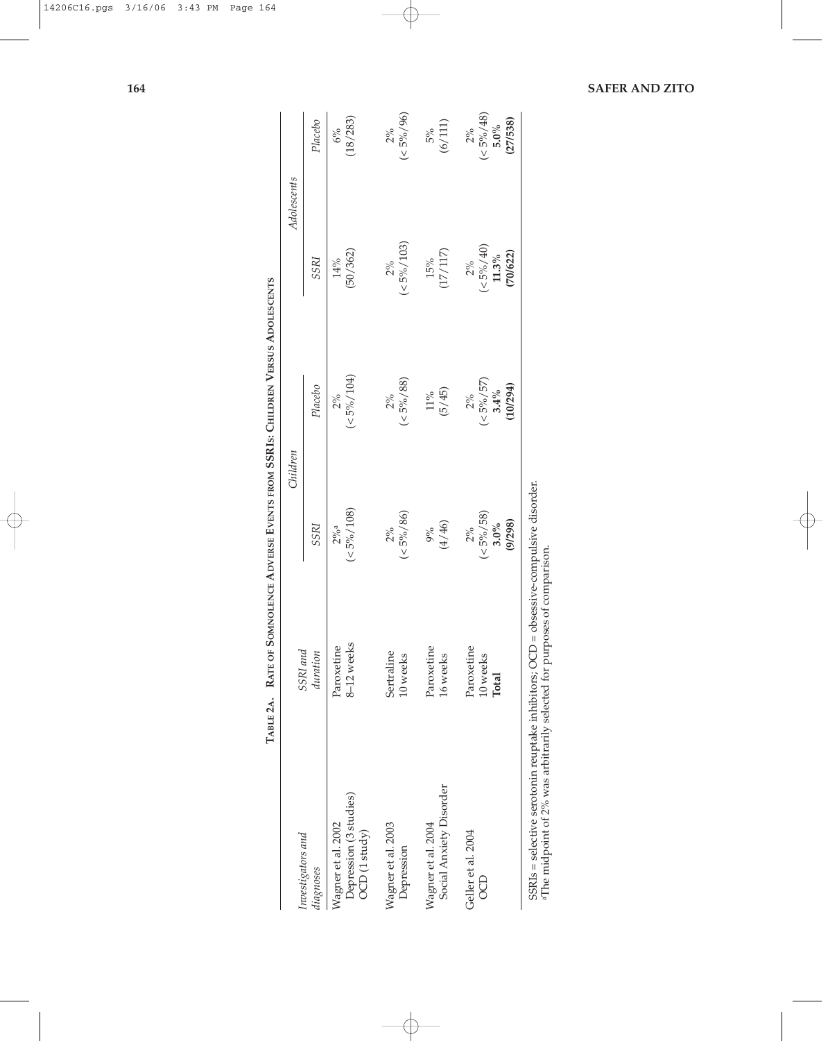**Table 2a. Rate of Somnolence Adverse Events from SSRIs: Children Versus Adolescents**

| Investigators and diagnoses | SSRI and duration | Children | | Adolescents | |
|---|---|---|---|---|---|
| | | SSRI | Placebo | SSRI | Placebo |
| Wagner et al. 2002 Depression (3 studies) OCD (1 study) | Paroxetine 8–12 weeks | 2%[a] (< 5%/108) | 2% (< 5%/104) | 14% (50/362) | 6% (18/283) |
| Wagner et al. 2003 Depression | Sertraline 10 weeks | 2% (< 5%/86) | 2% (< 5%/88) | 2% (< 5%/103) | 2% (< 5%/96) |
| Wagner et al. 2004 Social Anxiety Disorder | Paroxetine 16 weeks | 9% (4/46) | 11% (5/45) | 15% (17/117) | 5% (6/111) |
| Geller et al. 2004 OCD | Paroxetine 10 weeks | 2% (< 5%/58) | 2% (< 5%/57) | 2% (< 5%/40) | 2% (< 5%/48) |
| | **Total** | **3.0% (9/298)** | **3.4% (10/294)** | **11.3% (70/622)** | **5.0% (27/538)** |

SSRIs = selective serotonin reuptake inhibitors; OCD = obsessive-compulsive disorder.
[a]The midpoint of 2% was arbitrarily selected for purposes of comparison.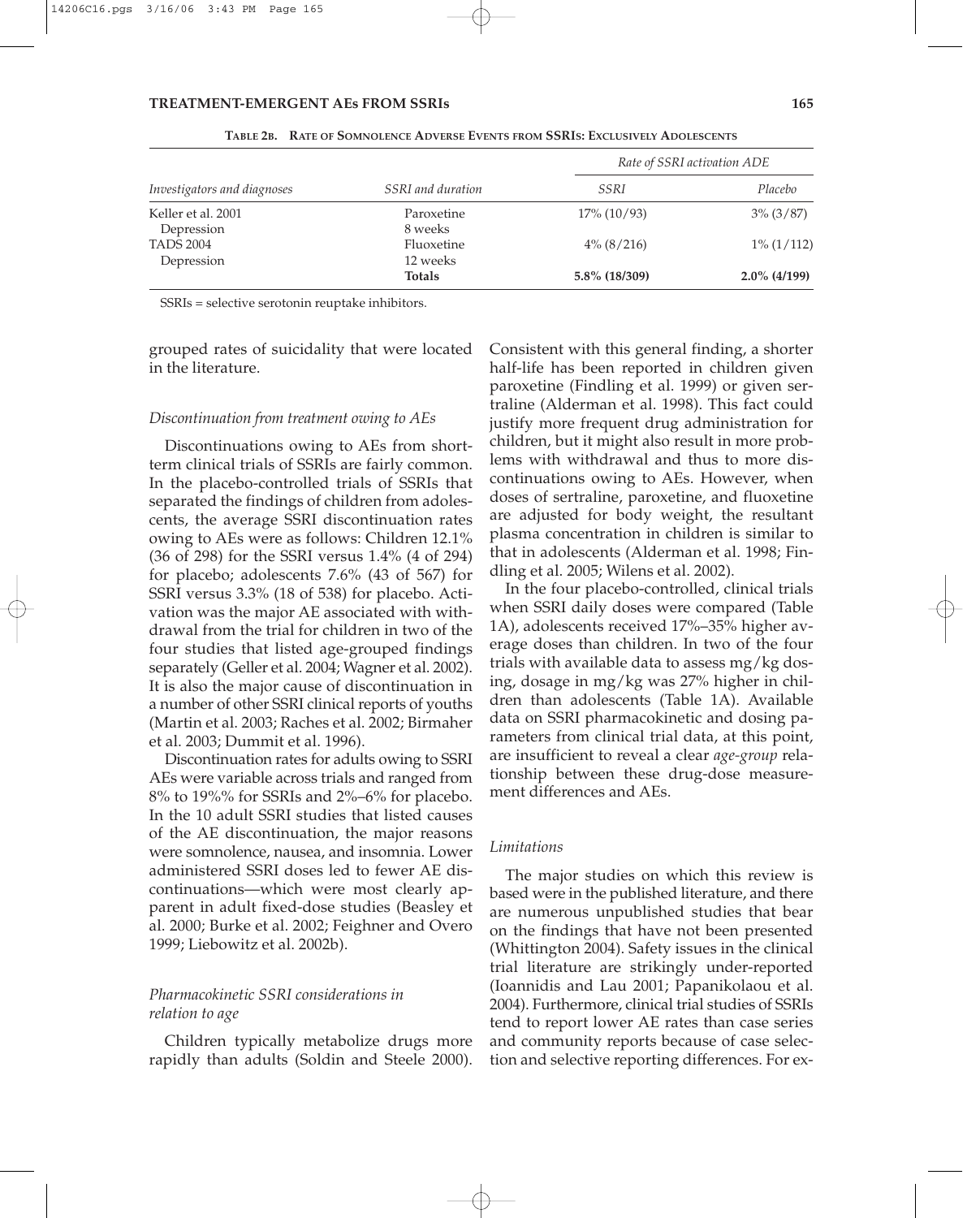**Table 2b. Rate of Somnolence Adverse Events from SSRIs: Exclusively Adolescents**

| Investigators and diagnoses | SSRI and duration | Rate of SSRI activation ADE | |
|---|---|---|---|
| | | *SSRI* | *Placebo* |
| Keller et al. 2001 Depression | Paroxetine 8 weeks | 17% (10/93) | 3% (3/87) |
| TADS 2004 Depression | Fluoxetine 12 weeks | 4% (8/216) | 1% (1/112) |
| | **Totals** | **5.8% (18/309)** | **2.0% (4/199)** |

SSRIs = selective serotonin reuptake inhibitors.

grouped rates of suicidality that were located in the literature.

### *Discontinuation from treatment owing to AEs*

Discontinuations owing to AEs from short-term clinical trials of SSRIs are fairly common. In the placebo-controlled trials of SSRIs that separated the findings of children from adolescents, the average SSRI discontinuation rates owing to AEs were as follows: Children 12.1% (36 of 298) for the SSRI versus 1.4% (4 of 294) for placebo; adolescents 7.6% (43 of 567) for SSRI versus 3.3% (18 of 538) for placebo. Activation was the major AE associated with withdrawal from the trial for children in two of the four studies that listed age-grouped findings separately (Geller et al. 2004; Wagner et al. 2002). It is also the major cause of discontinuation in a number of other SSRI clinical reports of youths (Martin et al. 2003; Raches et al. 2002; Birmaher et al. 2003; Dummit et al. 1996).

Discontinuation rates for adults owing to SSRI AEs were variable across trials and ranged from 8% to 19%% for SSRIs and 2%–6% for placebo. In the 10 adult SSRI studies that listed causes of the AE discontinuation, the major reasons were somnolence, nausea, and insomnia. Lower administered SSRI doses led to fewer AE discontinuations—which were most clearly apparent in adult fixed-dose studies (Beasley et al. 2000; Burke et al. 2002; Feighner and Overo 1999; Liebowitz et al. 2002b).

### *Pharmacokinetic SSRI considerations in relation to age*

Children typically metabolize drugs more rapidly than adults (Soldin and Steele 2000). Consistent with this general finding, a shorter half-life has been reported in children given paroxetine (Findling et al. 1999) or given sertraline (Alderman et al. 1998). This fact could justify more frequent drug administration for children, but it might also result in more problems with withdrawal and thus to more discontinuations owing to AEs. However, when doses of sertraline, paroxetine, and fluoxetine are adjusted for body weight, the resultant plasma concentration in children is similar to that in adolescents (Alderman et al. 1998; Findling et al. 2005; Wilens et al. 2002).

In the four placebo-controlled, clinical trials when SSRI daily doses were compared (Table 1A), adolescents received 17%–35% higher average doses than children. In two of the four trials with available data to assess mg/kg dosing, dosage in mg/kg was 27% higher in children than adolescents (Table 1A). Available data on SSRI pharmacokinetic and dosing parameters from clinical trial data, at this point, are insufficient to reveal a clear *age-group* relationship between these drug-dose measurement differences and AEs.

### *Limitations*

The major studies on which this review is based were in the published literature, and there are numerous unpublished studies that bear on the findings that have not been presented (Whittington 2004). Safety issues in the clinical trial literature are strikingly under-reported (Ioannidis and Lau 2001; Papanikolaou et al. 2004). Furthermore, clinical trial studies of SSRIs tend to report lower AE rates than case series and community reports because of case selection and selective reporting differences. For ex-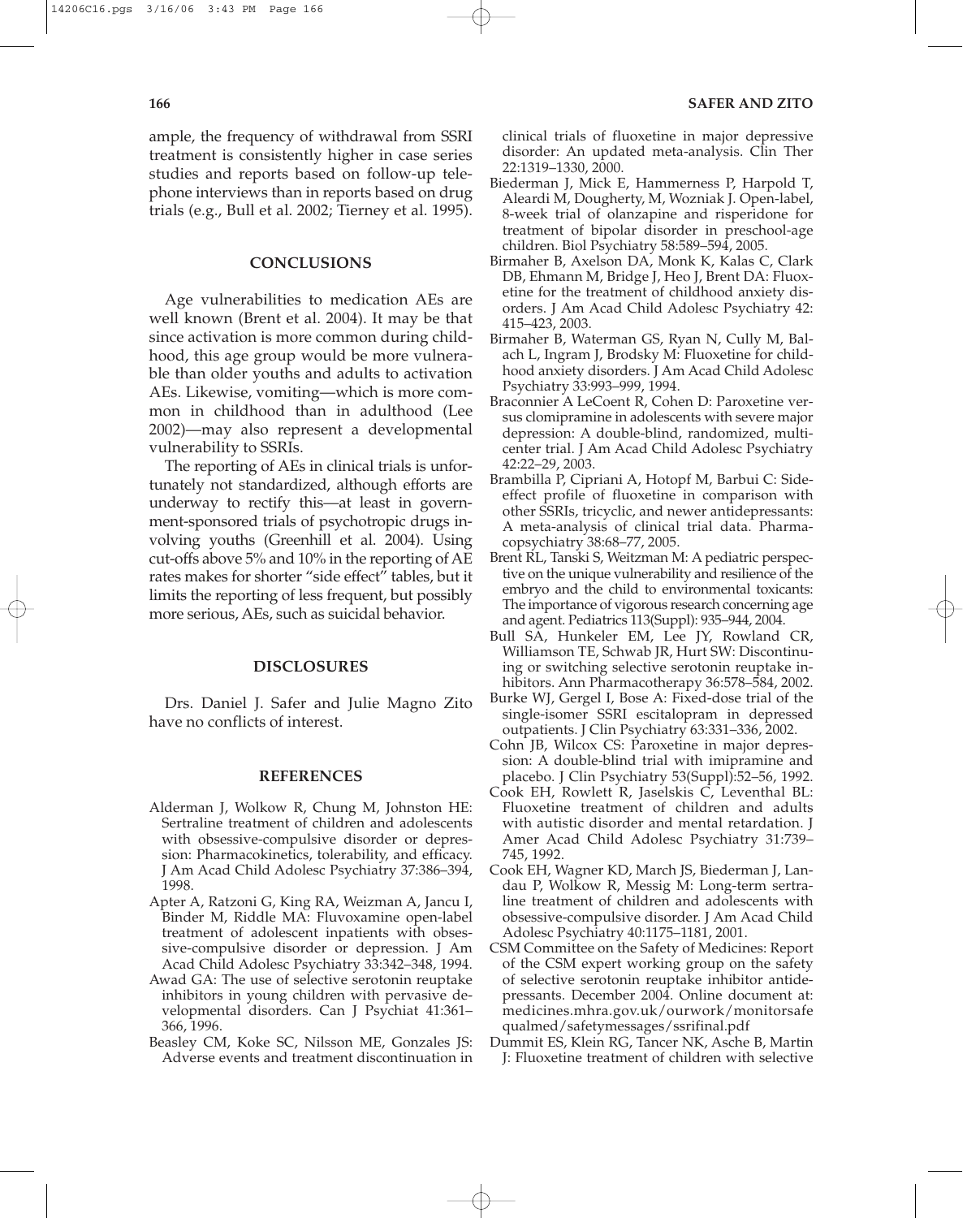ample, the frequency of withdrawal from SSRI treatment is consistently higher in case series studies and reports based on follow-up telephone interviews than in reports based on drug trials (e.g., Bull et al. 2002; Tierney et al. 1995).

## CONCLUSIONS

Age vulnerabilities to medication AEs are well known (Brent et al. 2004). It may be that since activation is more common during childhood, this age group would be more vulnerable than older youths and adults to activation AEs. Likewise, vomiting—which is more common in childhood than in adulthood (Lee 2002)—may also represent a developmental vulnerability to SSRIs.

The reporting of AEs in clinical trials is unfortunately not standardized, although efforts are underway to rectify this—at least in government-sponsored trials of psychotropic drugs involving youths (Greenhill et al. 2004). Using cut-offs above 5% and 10% in the reporting of AE rates makes for shorter "side effect" tables, but it limits the reporting of less frequent, but possibly more serious, AEs, such as suicidal behavior.

## DISCLOSURES

Drs. Daniel J. Safer and Julie Magno Zito have no conflicts of interest.

## REFERENCES

- Alderman J, Wolkow R, Chung M, Johnston HE: Sertraline treatment of children and adolescents with obsessive-compulsive disorder or depression: Pharmacokinetics, tolerability, and efficacy. J Am Acad Child Adolesc Psychiatry 37:386–394, 1998.
- Apter A, Ratzoni G, King RA, Weizman A, Jancu I, Binder M, Riddle MA: Fluvoxamine open-label treatment of adolescent inpatients with obsessive-compulsive disorder or depression. J Am Acad Child Adolesc Psychiatry 33:342–348, 1994.
- Awad GA: The use of selective serotonin reuptake inhibitors in young children with pervasive developmental disorders. Can J Psychiat 41:361–366, 1996.
- Beasley CM, Koke SC, Nilsson ME, Gonzales JS: Adverse events and treatment discontinuation in clinical trials of fluoxetine in major depressive disorder: An updated meta-analysis. Clin Ther 22:1319–1330, 2000.
- Biederman J, Mick E, Hammerness P, Harpold T, Aleardi M, Dougherty, M, Wozniak J. Open-label, 8-week trial of olanzapine and risperidone for treatment of bipolar disorder in preschool-age children. Biol Psychiatry 58:589–594, 2005.
- Birmaher B, Axelson DA, Monk K, Kalas C, Clark DB, Ehmann M, Bridge J, Heo J, Brent DA: Fluoxetine for the treatment of childhood anxiety disorders. J Am Acad Child Adolesc Psychiatry 42: 415–423, 2003.
- Birmaher B, Waterman GS, Ryan N, Cully M, Balach L, Ingram J, Brodsky M: Fluoxetine for childhood anxiety disorders. J Am Acad Child Adolesc Psychiatry 33:993–999, 1994.
- Braconnier A LeCoent R, Cohen D: Paroxetine versus clomipramine in adolescents with severe major depression: A double-blind, randomized, multicenter trial. J Am Acad Child Adolesc Psychiatry 42:22–29, 2003.
- Brambilla P, Cipriani A, Hotopf M, Barbui C: Side-effect profile of fluoxetine in comparison with other SSRIs, tricyclic, and newer antidepressants: A meta-analysis of clinical trial data. Pharmacopsychiatry 38:68–77, 2005.
- Brent RL, Tanski S, Weitzman M: A pediatric perspective on the unique vulnerability and resilience of the embryo and the child to environmental toxicants: The importance of vigorous research concerning age and agent. Pediatrics 113(Suppl): 935–944, 2004.
- Bull SA, Hunkeler EM, Lee JY, Rowland CR, Williamson TE, Schwab JR, Hurt SW: Discontinuing or switching selective serotonin reuptake inhibitors. Ann Pharmacotherapy 36:578–584, 2002.
- Burke WJ, Gergel I, Bose A: Fixed-dose trial of the single-isomer SSRI escitalopram in depressed outpatients. J Clin Psychiatry 63:331–336, 2002.
- Cohn JB, Wilcox CS: Paroxetine in major depression: A double-blind trial with imipramine and placebo. J Clin Psychiatry 53(Suppl):52–56, 1992.
- Cook EH, Rowlett R, Jaselskis C, Leventhal BL: Fluoxetine treatment of children and adults with autistic disorder and mental retardation. J Amer Acad Child Adolesc Psychiatry 31:739–745, 1992.
- Cook EH, Wagner KD, March JS, Biederman J, Landau P, Wolkow R, Messig M: Long-term sertraline treatment of children and adolescents with obsessive-compulsive disorder. J Am Acad Child Adolesc Psychiatry 40:1175–1181, 2001.
- CSM Committee on the Safety of Medicines: Report of the CSM expert working group on the safety of selective serotonin reuptake inhibitor antidepressants. December 2004. Online document at: medicines.mhra.gov.uk/ourwork/monitorsafequalmed/safetymessages/ssrifinal.pdf
- Dummit ES, Klein RG, Tancer NK, Asche B, Martin J: Fluoxetine treatment of children with selective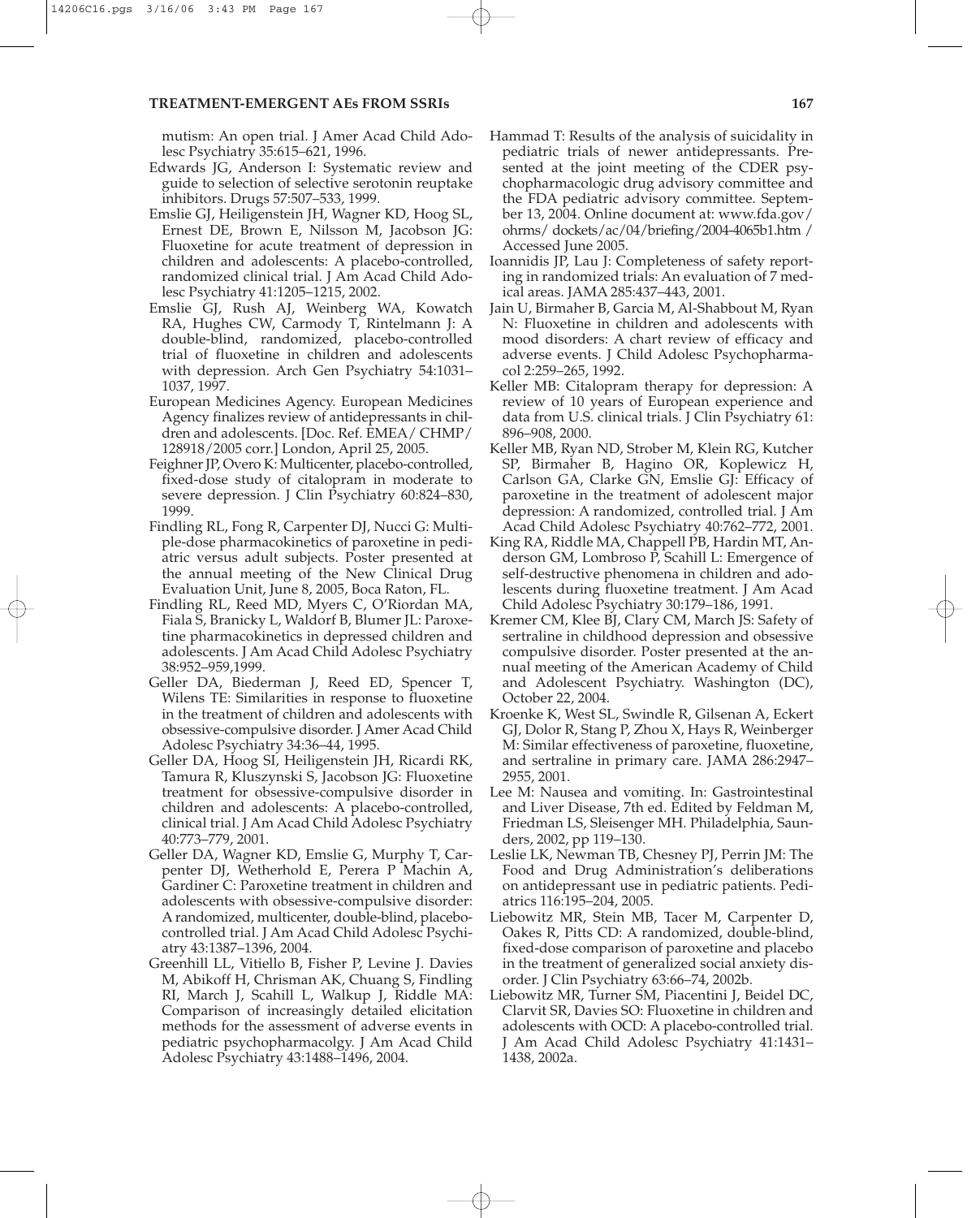mutism: An open trial. J Amer Acad Child Adolesc Psychiatry 35:615–621, 1996.

Edwards JG, Anderson I: Systematic review and guide to selection of selective serotonin reuptake inhibitors. Drugs 57:507–533, 1999.

Emslie GJ, Heiligenstein JH, Wagner KD, Hoog SL, Ernest DE, Brown E, Nilsson M, Jacobson JG: Fluoxetine for acute treatment of depression in children and adolescents: A placebo-controlled, randomized clinical trial. J Am Acad Child Adolesc Psychiatry 41:1205–1215, 2002.

Emslie GJ, Rush AJ, Weinberg WA, Kowatch RA, Hughes CW, Carmody T, Rintelmann J: A double-blind, randomized, placebo-controlled trial of fluoxetine in children and adolescents with depression. Arch Gen Psychiatry 54:1031–1037, 1997.

European Medicines Agency. European Medicines Agency finalizes review of antidepressants in children and adolescents. [Doc. Ref. EMEA/ CHMP/ 128918/2005 corr.] London, April 25, 2005.

Feighner JP, Overo K: Multicenter, placebo-controlled, fixed-dose study of citalopram in moderate to severe depression. J Clin Psychiatry 60:824–830, 1999.

Findling RL, Fong R, Carpenter DJ, Nucci G: Multiple-dose pharmacokinetics of paroxetine in pediatric versus adult subjects. Poster presented at the annual meeting of the New Clinical Drug Evaluation Unit, June 8, 2005, Boca Raton, FL.

Findling RL, Reed MD, Myers C, O'Riordan MA, Fiala S, Branicky L, Waldorf B, Blumer JL: Paroxetine pharmacokinetics in depressed children and adolescents. J Am Acad Child Adolesc Psychiatry 38:952–959,1999.

Geller DA, Biederman J, Reed ED, Spencer T, Wilens TE: Similarities in response to fluoxetine in the treatment of children and adolescents with obsessive-compulsive disorder. J Amer Acad Child Adolesc Psychiatry 34:36–44, 1995.

Geller DA, Hoog SI, Heiligenstein JH, Ricardi RK, Tamura R, Kluszynski S, Jacobson JG: Fluoxetine treatment for obsessive-compulsive disorder in children and adolescents: A placebo-controlled, clinical trial. J Am Acad Child Adolesc Psychiatry 40:773–779, 2001.

Geller DA, Wagner KD, Emslie G, Murphy T, Carpenter DJ, Wetherhold E, Perera P Machin A, Gardiner C: Paroxetine treatment in children and adolescents with obsessive-compulsive disorder: A randomized, multicenter, double-blind, placebo-controlled trial. J Am Acad Child Adolesc Psychiatry 43:1387–1396, 2004.

Greenhill LL, Vitiello B, Fisher P, Levine J. Davies M, Abikoff H, Chrisman AK, Chuang S, Findling RI, March J, Scahill L, Walkup J, Riddle MA: Comparison of increasingly detailed elicitation methods for the assessment of adverse events in pediatric psychopharmacolgy. J Am Acad Child Adolesc Psychiatry 43:1488–1496, 2004.

Hammad T: Results of the analysis of suicidality in pediatric trials of newer antidepressants. Presented at the joint meeting of the CDER psychopharmacologic drug advisory committee and the FDA pediatric advisory committee. September 13, 2004. Online document at: www.fda.gov/ ohrms/ dockets/ac/04/briefing/2004-4065b1.htm / Accessed June 2005.

Ioannidis JP, Lau J: Completeness of safety reporting in randomized trials: An evaluation of 7 medical areas. JAMA 285:437–443, 2001.

Jain U, Birmaher B, Garcia M, Al-Shabbout M, Ryan N: Fluoxetine in children and adolescents with mood disorders: A chart review of efficacy and adverse events. J Child Adolesc Psychopharmacol 2:259–265, 1992.

Keller MB: Citalopram therapy for depression: A review of 10 years of European experience and data from U.S. clinical trials. J Clin Psychiatry 61: 896–908, 2000.

Keller MB, Ryan ND, Strober M, Klein RG, Kutcher SP, Birmaher B, Hagino OR, Koplewicz H, Carlson GA, Clarke GN, Emslie GJ: Efficacy of paroxetine in the treatment of adolescent major depression: A randomized, controlled trial. J Am Acad Child Adolesc Psychiatry 40:762–772, 2001.

King RA, Riddle MA, Chappell PB, Hardin MT, Anderson GM, Lombroso P, Scahill L: Emergence of self-destructive phenomena in children and adolescents during fluoxetine treatment. J Am Acad Child Adolesc Psychiatry 30:179–186, 1991.

Kremer CM, Klee BJ, Clary CM, March JS: Safety of sertraline in childhood depression and obsessive compulsive disorder. Poster presented at the annual meeting of the American Academy of Child and Adolescent Psychiatry. Washington (DC), October 22, 2004.

Kroenke K, West SL, Swindle R, Gilsenan A, Eckert GJ, Dolor R, Stang P, Zhou X, Hays R, Weinberger M: Similar effectiveness of paroxetine, fluoxetine, and sertraline in primary care. JAMA 286:2947–2955, 2001.

Lee M: Nausea and vomiting. In: Gastrointestinal and Liver Disease, 7th ed. Edited by Feldman M, Friedman LS, Sleisenger MH. Philadelphia, Saunders, 2002, pp 119–130.

Leslie LK, Newman TB, Chesney PJ, Perrin JM: The Food and Drug Administration's deliberations on antidepressant use in pediatric patients. Pediatrics 116:195–204, 2005.

Liebowitz MR, Stein MB, Tacer M, Carpenter D, Oakes R, Pitts CD: A randomized, double-blind, fixed-dose comparison of paroxetine and placebo in the treatment of generalized social anxiety disorder. J Clin Psychiatry 63:66–74, 2002b.

Liebowitz MR, Turner SM, Piacentini J, Beidel DC, Clarvit SR, Davies SO: Fluoxetine in children and adolescents with OCD: A placebo-controlled trial. J Am Acad Child Adolesc Psychiatry 41:1431–1438, 2002a.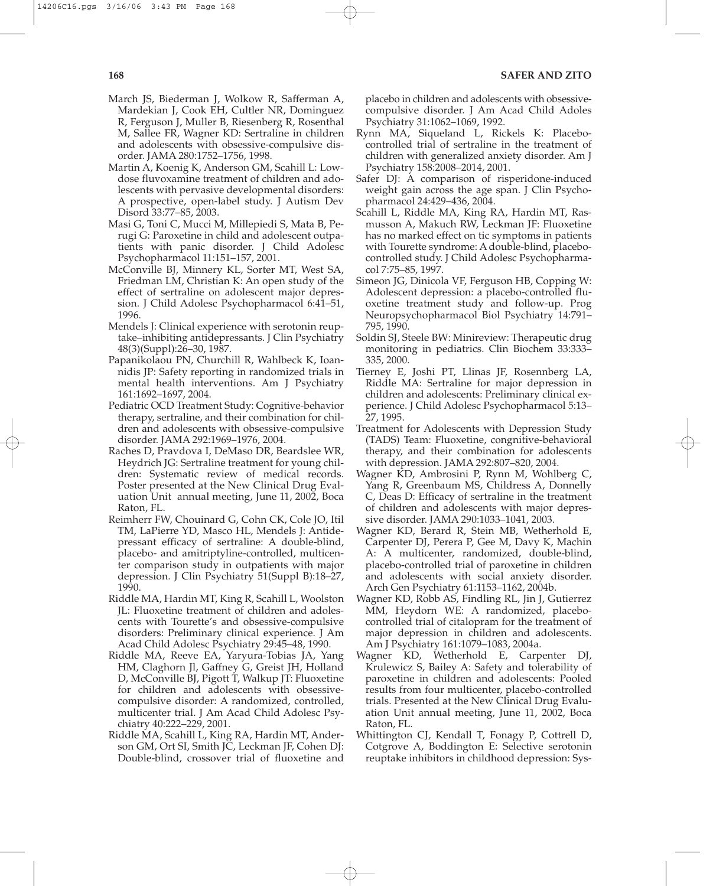March JS, Biederman J, Wolkow R, Safferman A, Mardekian J, Cook EH, Cultler NR, Dominguez R, Ferguson J, Muller B, Riesenberg R, Rosenthal M, Sallee FR, Wagner KD: Sertraline in children and adolescents with obsessive-compulsive disorder. JAMA 280:1752–1756, 1998.

Martin A, Koenig K, Anderson GM, Scahill L: Low-dose fluvoxamine treatment of children and adolescents with pervasive developmental disorders: A prospective, open-label study. J Autism Dev Disord 33:77–85, 2003.

Masi G, Toni C, Mucci M, Millepiedi S, Mata B, Perugi G: Paroxetine in child and adolescent outpatients with panic disorder. J Child Adolesc Psychopharmacol 11:151–157, 2001.

McConville BJ, Minnery KL, Sorter MT, West SA, Friedman LM, Christian K: An open study of the effect of sertraline on adolescent major depression. J Child Adolesc Psychopharmacol 6:41–51, 1996.

Mendels J: Clinical experience with serotonin reuptake–inhibiting antidepressants. J Clin Psychiatry 48(3)(Suppl):26–30, 1987.

Papanikolaou PN, Churchill R, Wahlbeck K, Ioannidis JP: Safety reporting in randomized trials in mental health interventions. Am J Psychiatry 161:1692–1697, 2004.

Pediatric OCD Treatment Study: Cognitive-behavior therapy, sertraline, and their combination for children and adolescents with obsessive-compulsive disorder. JAMA 292:1969–1976, 2004.

Raches D, Pravdova I, DeMaso DR, Beardslee WR, Heydrich JG: Sertraline treatment for young children: Systematic review of medical records. Poster presented at the New Clinical Drug Evaluation Unit annual meeting, June 11, 2002, Boca Raton, FL.

Reimherr FW, Chouinard G, Cohn CK, Cole JO, Itil TM, LaPierre YD, Masco HL, Mendels J: Antidepressant efficacy of sertraline: A double-blind, placebo- and amitriptyline-controlled, multicenter comparison study in outpatients with major depression. J Clin Psychiatry 51(Suppl B):18–27, 1990.

Riddle MA, Hardin MT, King R, Scahill L, Woolston JL: Fluoxetine treatment of children and adolescents with Tourette's and obsessive-compulsive disorders: Preliminary clinical experience. J Am Acad Child Adolesc Psychiatry 29:45–48, 1990.

Riddle MA, Reeve EA, Yaryura-Tobias JA, Yang HM, Claghorn Jl, Gaffney G, Greist JH, Holland D, McConville BJ, Pigott T, Walkup JT: Fluoxetine for children and adolescents with obsessive-compulsive disorder: A randomized, controlled, multicenter trial. J Am Acad Child Adolesc Psychiatry 40:222–229, 2001.

Riddle MA, Scahill L, King RA, Hardin MT, Anderson GM, Ort SI, Smith JC, Leckman JF, Cohen DJ: Double-blind, crossover trial of fluoxetine and placebo in children and adolescents with obsessive-compulsive disorder. J Am Acad Child Adoles Psychiatry 31:1062–1069, 1992.

Rynn MA, Siqueland L, Rickels K: Placebo-controlled trial of sertraline in the treatment of children with generalized anxiety disorder. Am J Psychiatry 158:2008–2014, 2001.

Safer DJ: A comparison of risperidone-induced weight gain across the age span. J Clin Psychopharmacol 24:429–436, 2004.

Scahill L, Riddle MA, King RA, Hardin MT, Rasmusson A, Makuch RW, Leckman JF: Fluoxetine has no marked effect on tic symptoms in patients with Tourette syndrome: A double-blind, placebo-controlled study. J Child Adolesc Psychopharmacol 7:75–85, 1997.

Simeon JG, Dinicola VF, Ferguson HB, Copping W: Adolescent depression: a placebo-controlled fluoxetine treatment study and follow-up. Prog Neuropsychopharmacol Biol Psychiatry 14:791–795, 1990.

Soldin SJ, Steele BW: Minireview: Therapeutic drug monitoring in pediatrics. Clin Biochem 33:333–335, 2000.

Tierney E, Joshi PT, Llinas JF, Rosennberg LA, Riddle MA: Sertraline for major depression in children and adolescents: Preliminary clinical experience. J Child Adolesc Psychopharmacol 5:13–27, 1995.

Treatment for Adolescents with Depression Study (TADS) Team: Fluoxetine, congnitive-behavioral therapy, and their combination for adolescents with depression. JAMA 292:807–820, 2004.

Wagner KD, Ambrosini P, Rynn M, Wohlberg C, Yang R, Greenbaum MS, Childress A, Donnelly C, Deas D: Efficacy of sertraline in the treatment of children and adolescents with major depressive disorder. JAMA 290:1033–1041, 2003.

Wagner KD, Berard R, Stein MB, Wetherhold E, Carpenter DJ, Perera P, Gee M, Davy K, Machin A: A multicenter, randomized, double-blind, placebo-controlled trial of paroxetine in children and adolescents with social anxiety disorder. Arch Gen Psychiatry 61:1153–1162, 2004b.

Wagner KD, Robb AS, Findling RL, Jin J, Gutierrez MM, Heydorn WE: A randomized, placebo-controlled trial of citalopram for the treatment of major depression in children and adolescents. Am J Psychiatry 161:1079–1083, 2004a.

Wagner KD, Wetherhold E, Carpenter DJ, Krulewicz S, Bailey A: Safety and tolerability of paroxetine in children and adolescents: Pooled results from four multicenter, placebo-controlled trials. Presented at the New Clinical Drug Evaluation Unit annual meeting, June 11, 2002, Boca Raton, FL.

Whittington CJ, Kendall T, Fonagy P, Cottrell D, Cotgrove A, Boddington E: Selective serotonin reuptake inhibitors in childhood depression: Sys-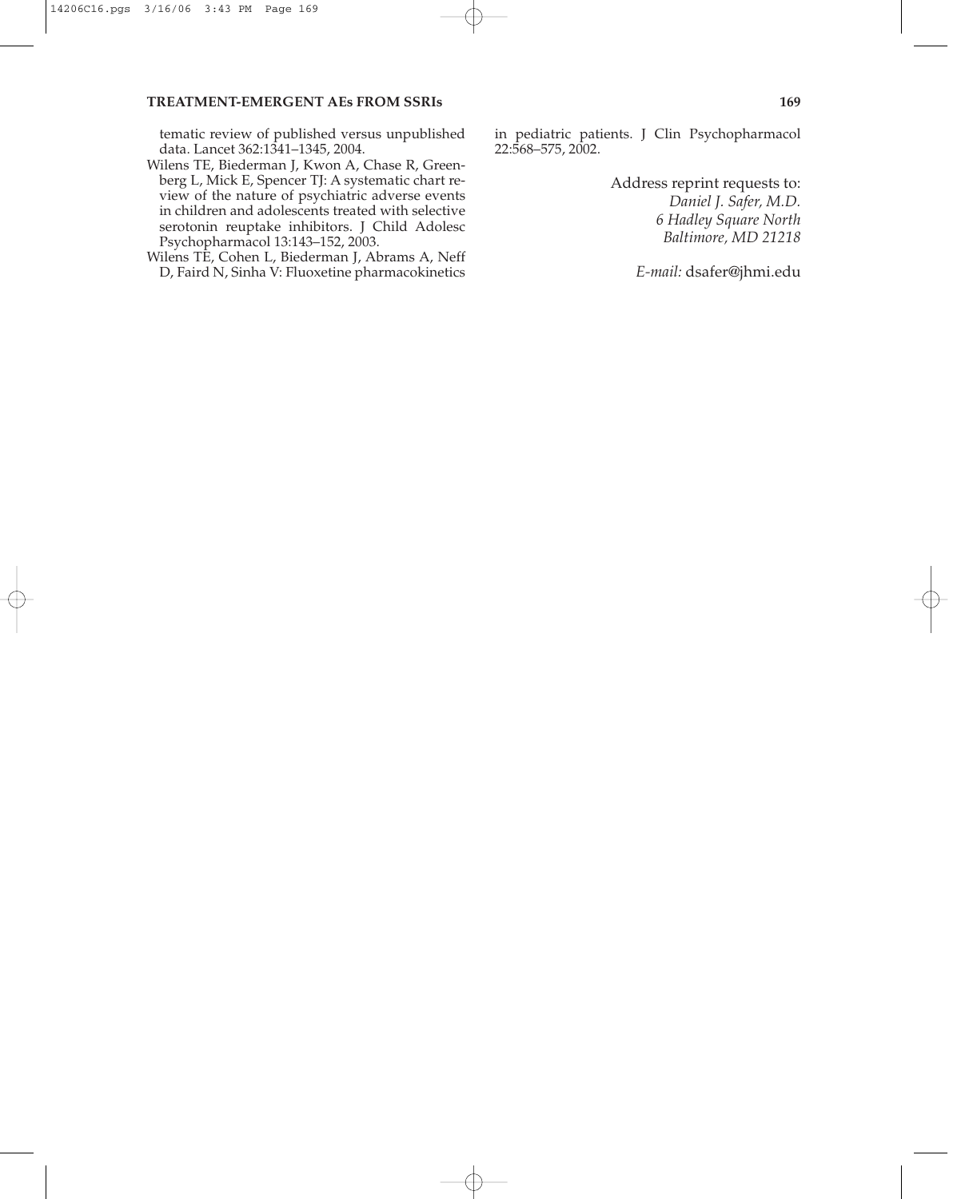tematic review of published versus unpublished data. Lancet 362:1341–1345, 2004.

Wilens TE, Biederman J, Kwon A, Chase R, Greenberg L, Mick E, Spencer TJ: A systematic chart review of the nature of psychiatric adverse events in children and adolescents treated with selective serotonin reuptake inhibitors. J Child Adolesc Psychopharmacol 13:143–152, 2003.

Wilens TE, Cohen L, Biederman J, Abrams A, Neff D, Faird N, Sinha V: Fluoxetine pharmacokinetics in pediatric patients. J Clin Psychopharmacol 22:568–575, 2002.

Address reprint requests to:
*Daniel J. Safer, M.D.*
*6 Hadley Square North*
*Baltimore, MD 21218*

*E-mail:* dsafer@jhmi.edu